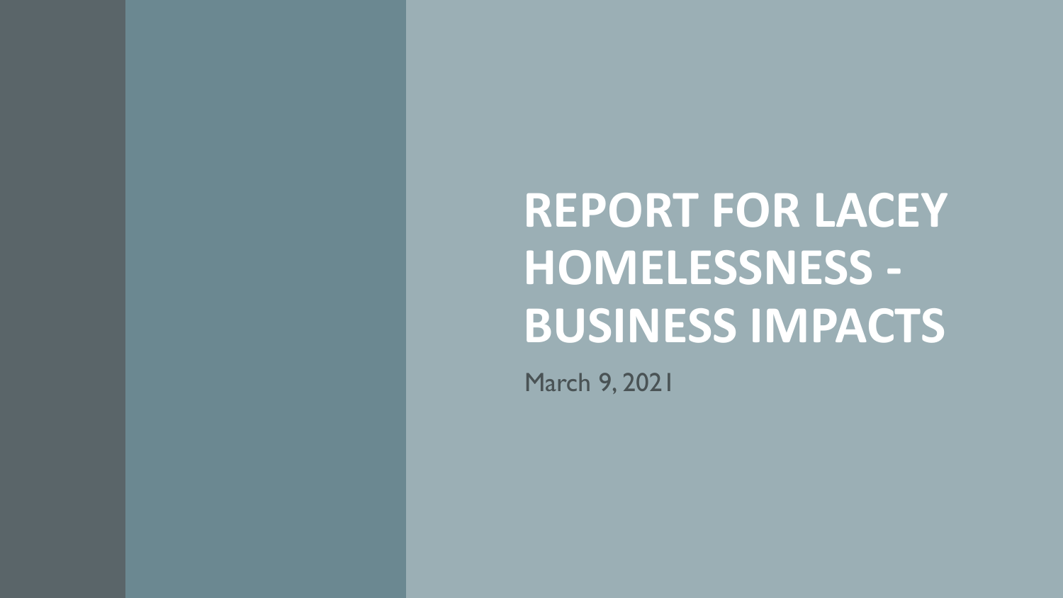# REPORT FOR LACEY HOMELESSNESS - BUSINESS IMPACTS

March 9, 2021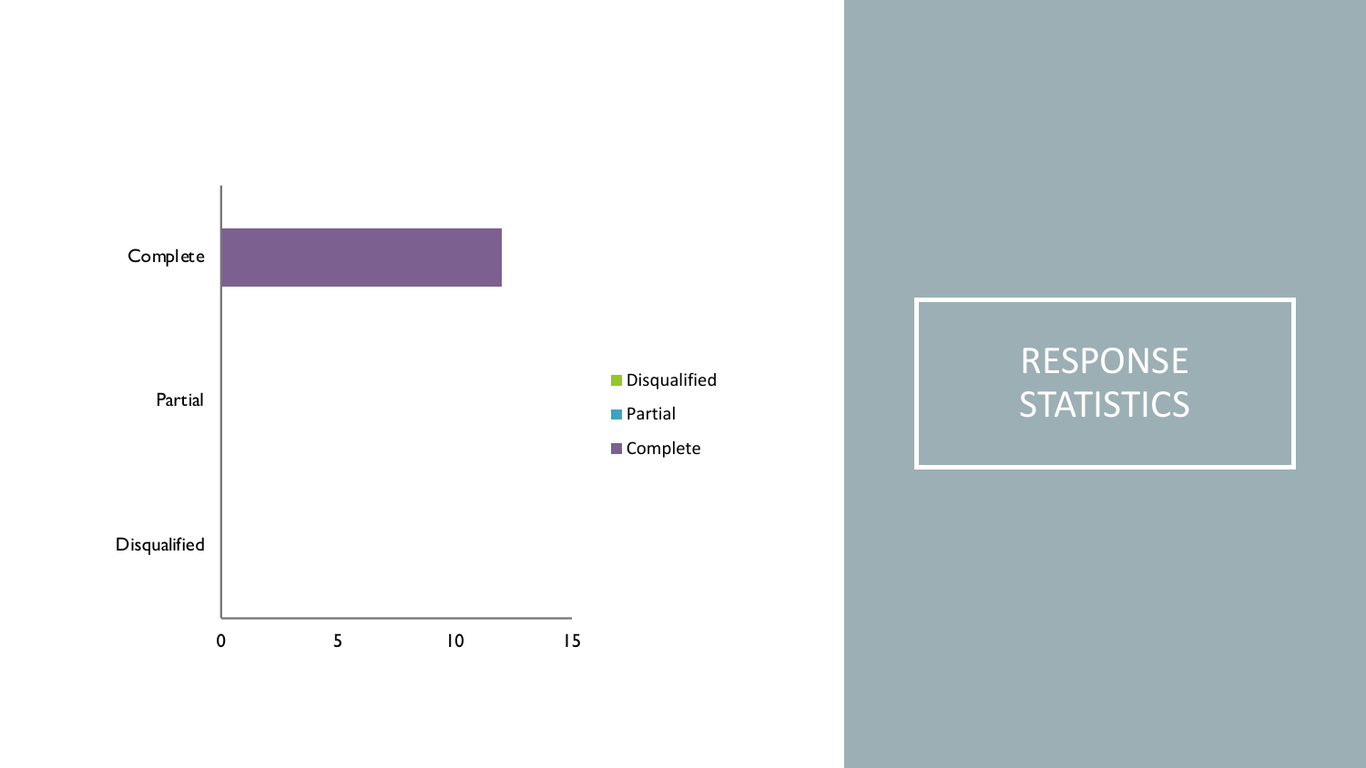# RESPONSE STATISTICS

Complete

Partial

Disqualified

0 5 10 15

- Disqualified
- Partial
- Complete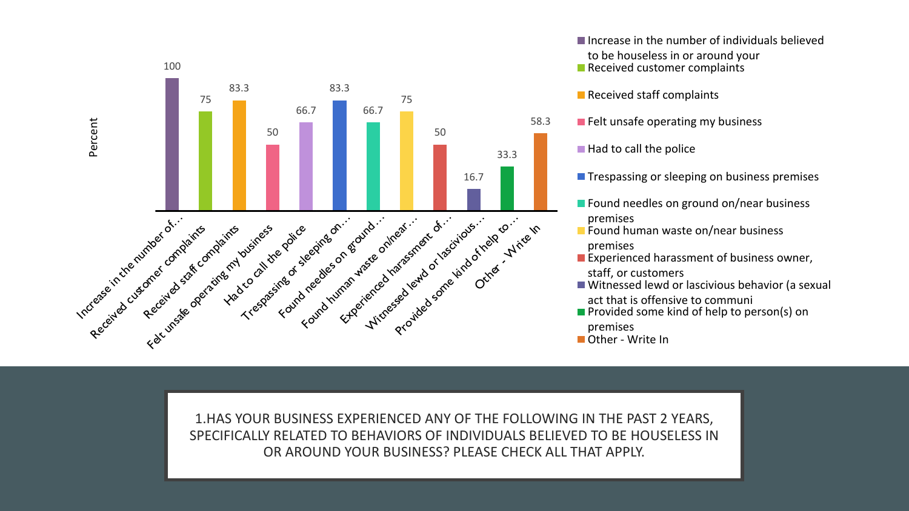| Category | Percent |
| --- | --- |
| Increase in the number of individuals believed to be houseless in or around your | 100 |
| Received customer complaints | 75 |
| Received staff complaints | 83.3 |
| Felt unsafe operating my business | 50 |
| Had to call the police | 66.7 |
| Trespassing or sleeping on business premises | 83.3 |
| Found needles on ground on/near business premises | 66.7 |
| Found human waste on/near business premises | 75 |
| Experienced harassment of business owner, staff, or customers | 50 |
| Witnessed lewd or lascivious behavior (a sexual act that is offensive to communi | 16.7 |
| Provided some kind of help to person(s) on premises | 33.3 |
| Other - Write In | 58.3 |

1.HAS YOUR BUSINESS EXPERIENCED ANY OF THE FOLLOWING IN THE PAST 2 YEARS, SPECIFICALLY RELATED TO BEHAVIORS OF INDIVIDUALS BELIEVED TO BE HOUSELESS IN OR AROUND YOUR BUSINESS? PLEASE CHECK ALL THAT APPLY.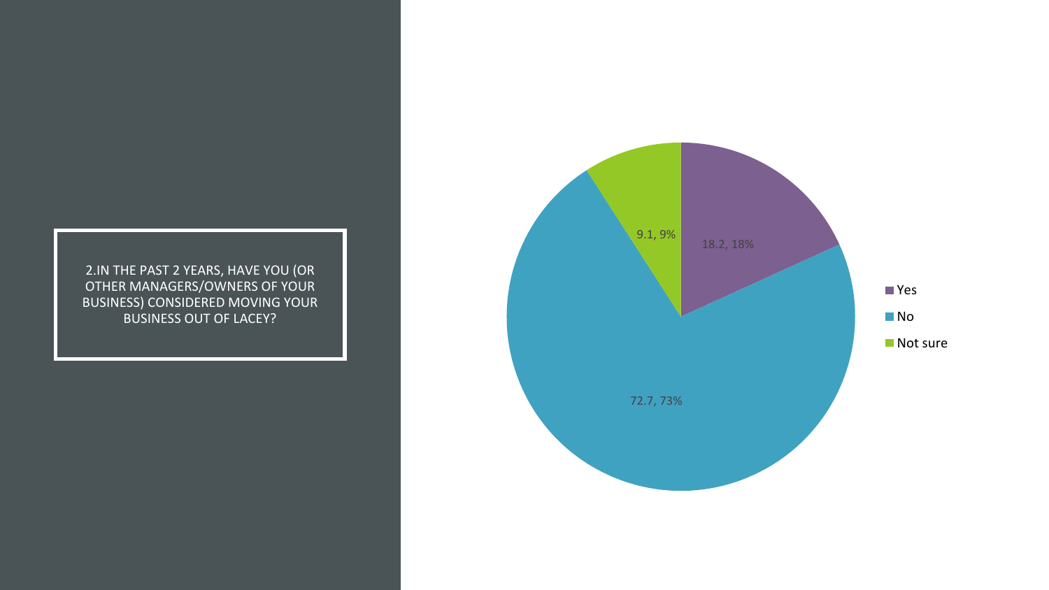2.IN THE PAST 2 YEARS, HAVE YOU (OR OTHER MANAGERS/OWNERS OF YOUR BUSINESS) CONSIDERED MOVING YOUR BUSINESS OUT OF LACEY?

| Response | Value | Percent |
| --- | --- | --- |
| Yes | 18.2 | 18% |
| No | 72.7 | 73% |
| Not sure | 9.1 | 9% |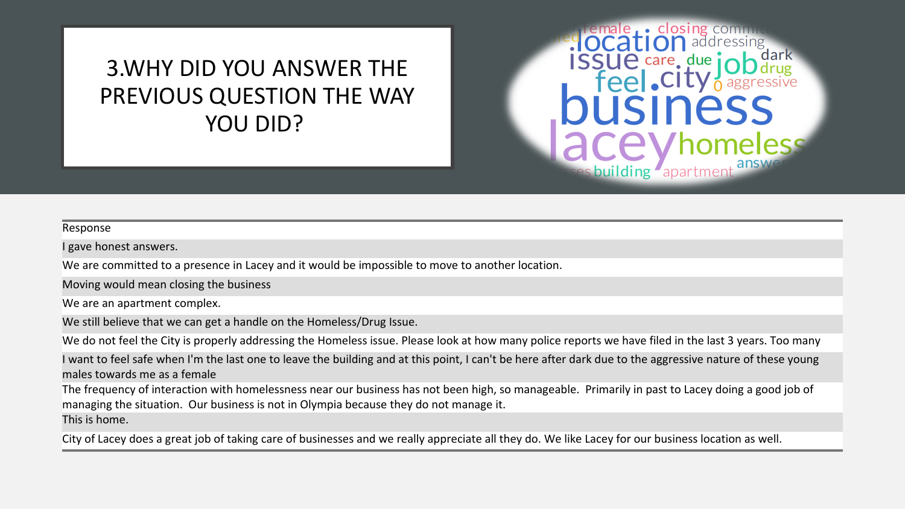# 3.WHY DID YOU ANSWER THE PREVIOUS QUESTION THE WAY YOU DID?

| Response |
|---|
| I gave honest answers. |
| We are committed to a presence in Lacey and it would be impossible to move to another location. |
| Moving would mean closing the business |
| We are an apartment complex. |
| We still believe that we can get a handle on the Homeless/Drug Issue. |
| We do not feel the City is properly addressing the Homeless issue. Please look at how many police reports we have filed in the last 3 years. Too many |
| I want to feel safe when I'm the last one to leave the building and at this point, I can't be here after dark due to the aggressive nature of these young males towards me as a female |
| The frequency of interaction with homelessness near our business has not been high, so manageable. Primarily in past to Lacey doing a good job of managing the situation. Our business is not in Olympia because they do not manage it. |
| This is home. |
| City of Lacey does a great job of taking care of businesses and we really appreciate all they do. We like Lacey for our business location as well. |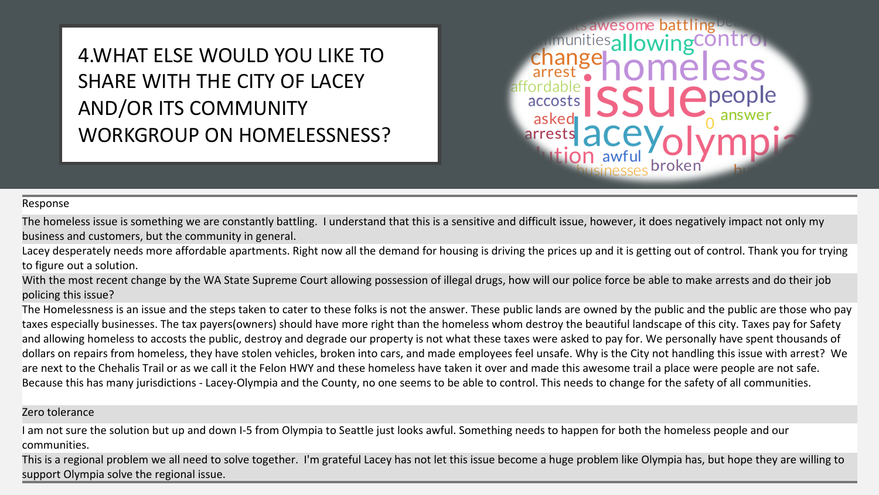# 4.WHAT ELSE WOULD YOU LIKE TO SHARE WITH THE CITY OF LACEY AND/OR ITS COMMUNITY WORKGROUP ON HOMELESSNESS?

| Response |
|---|
| The homeless issue is something we are constantly battling. I understand that this is a sensitive and difficult issue, however, it does negatively impact not only my business and customers, but the community in general. |
| Lacey desperately needs more affordable apartments. Right now all the demand for housing is driving the prices up and it is getting out of control. Thank you for trying to figure out a solution. |
| With the most recent change by the WA State Supreme Court allowing possession of illegal drugs, how will our police force be able to make arrests and do their job policing this issue? |
| The Homelessness is an issue and the steps taken to cater to these folks is not the answer. These public lands are owned by the public and the public are those who pay taxes especially businesses. The tax payers(owners) should have more right than the homeless whom destroy the beautiful landscape of this city. Taxes pay for Safety and allowing homeless to accosts the public, destroy and degrade our property is not what these taxes were asked to pay for. We personally have spent thousands of dollars on repairs from homeless, they have stolen vehicles, broken into cars, and made employees feel unsafe. Why is the City not handling this issue with arrest? We are next to the Chehalis Trail or as we call it the Felon HWY and these homeless have taken it over and made this awesome trail a place were people are not safe. Because this has many jurisdictions - Lacey-Olympia and the County, no one seems to be able to control. This needs to change for the safety of all communities. |
| Zero tolerance |
| I am not sure the solution but up and down I-5 from Olympia to Seattle just looks awful. Something needs to happen for both the homeless people and our communities. |
| This is a regional problem we all need to solve together. I'm grateful Lacey has not let this issue become a huge problem like Olympia has, but hope they are willing to support Olympia solve the regional issue. |